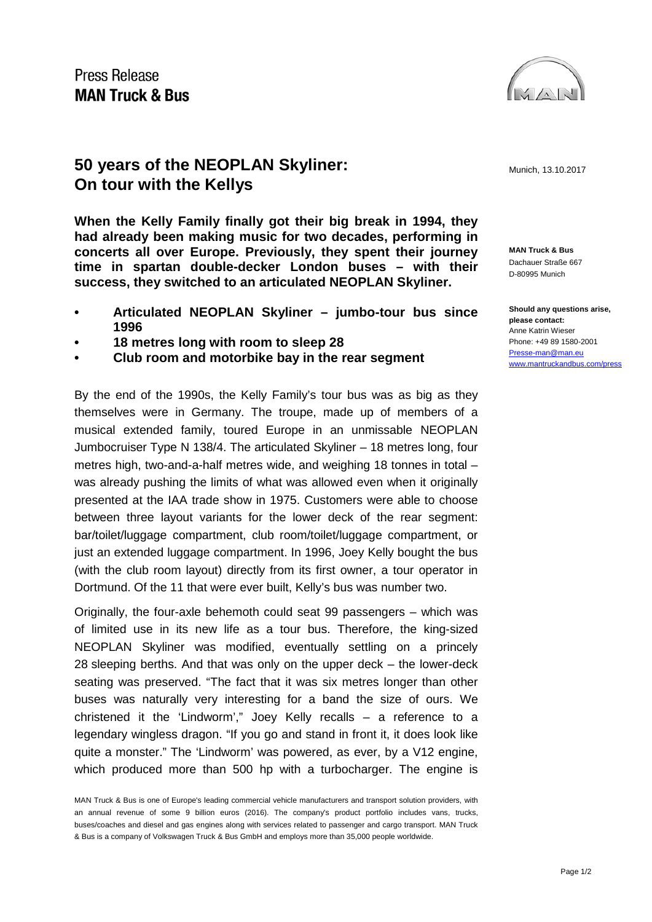Press Release
**MAN Truck & Bus**

# 50 years of the NEOPLAN Skyliner: On tour with the Kellys

Munich, 13.10.2017

**MAN Truck & Bus**
Dachauer Straße 667
D-80995 Munich

**Should any questions arise, please contact:**
Anne Katrin Wieser
Phone: +49 89 1580-2001
Presse-man@man.eu
www.mantruckandbus.com/press

**When the Kelly Family finally got their big break in 1994, they had already been making music for two decades, performing in concerts all over Europe. Previously, they spent their journey time in spartan double-decker London buses – with their success, they switched to an articulated NEOPLAN Skyliner.**

- **Articulated NEOPLAN Skyliner – jumbo-tour bus since 1996**
- **18 metres long with room to sleep 28**
- **Club room and motorbike bay in the rear segment**

By the end of the 1990s, the Kelly Family's tour bus was as big as they themselves were in Germany. The troupe, made up of members of a musical extended family, toured Europe in an unmissable NEOPLAN Jumbocruiser Type N 138/4. The articulated Skyliner – 18 metres long, four metres high, two-and-a-half metres wide, and weighing 18 tonnes in total – was already pushing the limits of what was allowed even when it originally presented at the IAA trade show in 1975. Customers were able to choose between three layout variants for the lower deck of the rear segment: bar/toilet/luggage compartment, club room/toilet/luggage compartment, or just an extended luggage compartment. In 1996, Joey Kelly bought the bus (with the club room layout) directly from its first owner, a tour operator in Dortmund. Of the 11 that were ever built, Kelly's bus was number two.

Originally, the four-axle behemoth could seat 99 passengers – which was of limited use in its new life as a tour bus. Therefore, the king-sized NEOPLAN Skyliner was modified, eventually settling on a princely 28 sleeping berths. And that was only on the upper deck – the lower-deck seating was preserved. "The fact that it was six metres longer than other buses was naturally very interesting for a band the size of ours. We christened it the 'Lindworm'," Joey Kelly recalls – a reference to a legendary wingless dragon. "If you go and stand in front it, it does look like quite a monster." The 'Lindworm' was powered, as ever, by a V12 engine, which produced more than 500 hp with a turbocharger. The engine is

MAN Truck & Bus is one of Europe's leading commercial vehicle manufacturers and transport solution providers, with an annual revenue of some 9 billion euros (2016). The company's product portfolio includes vans, trucks, buses/coaches and diesel and gas engines along with services related to passenger and cargo transport. MAN Truck & Bus is a company of Volkswagen Truck & Bus GmbH and employs more than 35,000 people worldwide.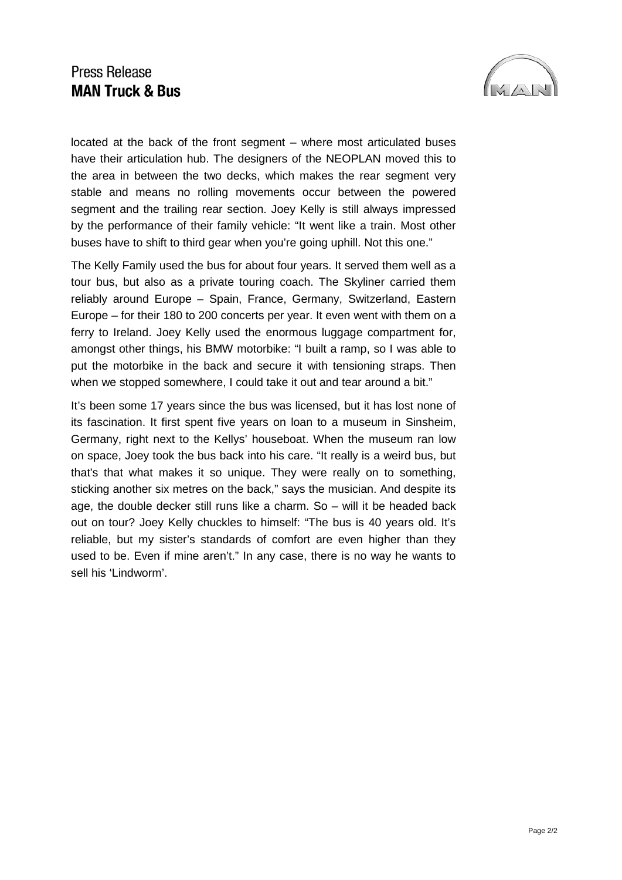located at the back of the front segment – where most articulated buses have their articulation hub. The designers of the NEOPLAN moved this to the area in between the two decks, which makes the rear segment very stable and means no rolling movements occur between the powered segment and the trailing rear section. Joey Kelly is still always impressed by the performance of their family vehicle: "It went like a train. Most other buses have to shift to third gear when you're going uphill. Not this one."

The Kelly Family used the bus for about four years. It served them well as a tour bus, but also as a private touring coach. The Skyliner carried them reliably around Europe – Spain, France, Germany, Switzerland, Eastern Europe – for their 180 to 200 concerts per year. It even went with them on a ferry to Ireland. Joey Kelly used the enormous luggage compartment for, amongst other things, his BMW motorbike: "I built a ramp, so I was able to put the motorbike in the back and secure it with tensioning straps. Then when we stopped somewhere, I could take it out and tear around a bit."

It's been some 17 years since the bus was licensed, but it has lost none of its fascination. It first spent five years on loan to a museum in Sinsheim, Germany, right next to the Kellys' houseboat. When the museum ran low on space, Joey took the bus back into his care. "It really is a weird bus, but that's that what makes it so unique. They were really on to something, sticking another six metres on the back," says the musician. And despite its age, the double decker still runs like a charm. So – will it be headed back out on tour? Joey Kelly chuckles to himself: "The bus is 40 years old. It's reliable, but my sister's standards of comfort are even higher than they used to be. Even if mine aren't." In any case, there is no way he wants to sell his 'Lindworm'.